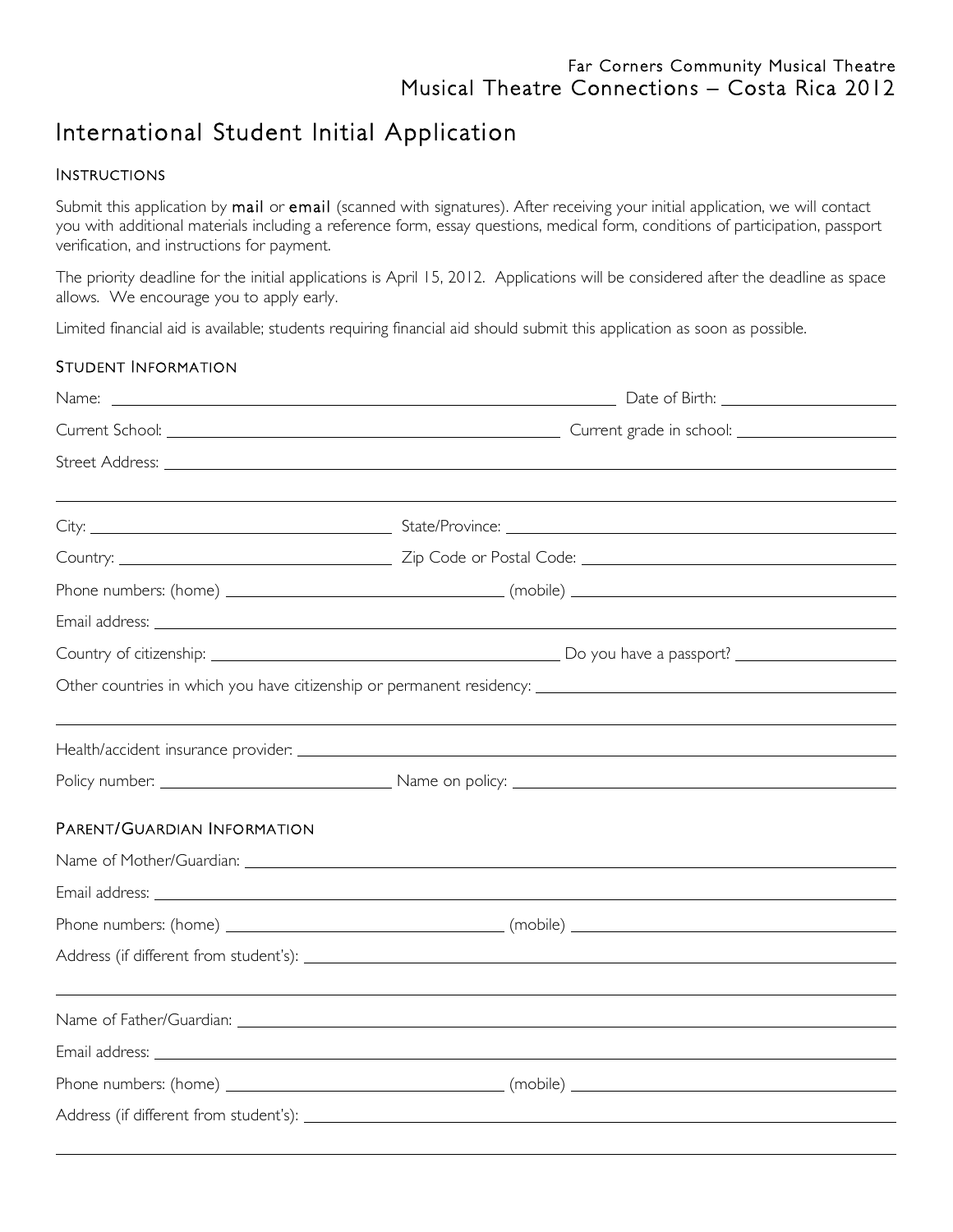Far Corners Community Musical Theatre

Musical Theatre Connections – Costa Rica 2012

# International Student Initial Application

## Instructions

Submit this application by **mail** or **email** (scanned with signatures). After receiving your initial application, we will contact you with additional materials including a reference form, essay questions, medical form, conditions of participation, passport verification, and instructions for payment.

The priority deadline for the initial applications is April 15, 2012. Applications will be considered after the deadline as space allows. We encourage you to apply early.

Limited financial aid is available; students requiring financial aid should submit this application as soon as possible.

## Student Information

Name: ______________________________ Date of Birth: ______________

Current School: ______________________________ Current grade in school: ______________

Street Address: ______________________________________________

______________________________________________

City: ____________________ State/Province: ______________________________

Country: ____________________ Zip Code or Postal Code: ______________________________

Phone numbers: (home) ____________________ (mobile) ______________________________

Email address: ______________________________________________

Country of citizenship: ______________________________ Do you have a passport? ______________

Other countries in which you have citizenship or permanent residency: ______________________________

______________________________________________

Health/accident insurance provider: ______________________________________________

Policy number: ____________________ Name on policy: ______________________________

## Parent/Guardian Information

Name of Mother/Guardian: ______________________________________________

Email address: ______________________________________________

Phone numbers: (home) ____________________ (mobile) ______________________________

Address (if different from student's): ______________________________________________

______________________________________________

Name of Father/Guardian: ______________________________________________

Email address: ______________________________________________

Phone numbers: (home) ____________________ (mobile) ______________________________

Address (if different from student's): ______________________________________________

______________________________________________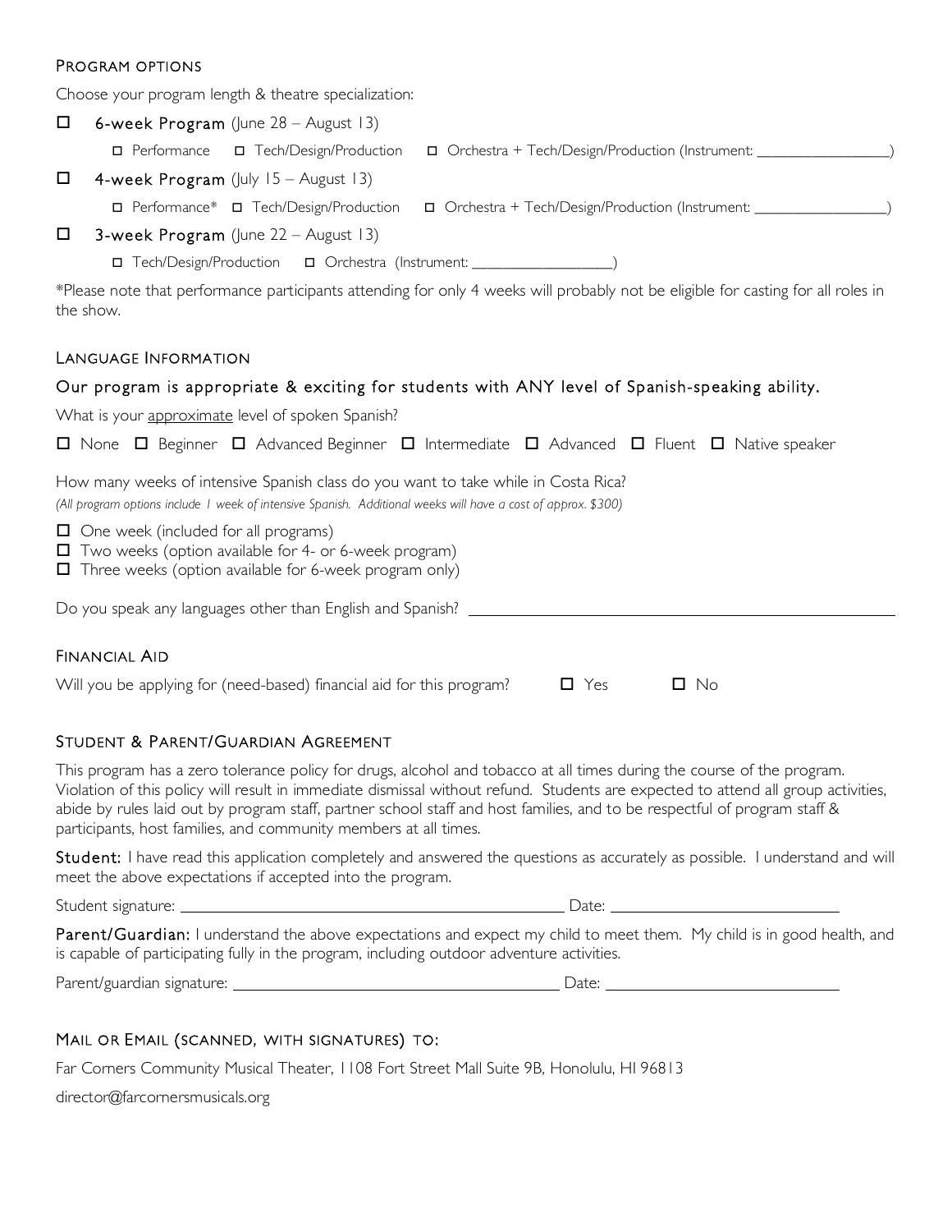## Program options

Choose your program length & theatre specialization:

- ☐ **6-week Program** (June 28 – August 13)
  - ☐ Performance ☐ Tech/Design/Production ☐ Orchestra + Tech/Design/Production (Instrument: ________________)
- ☐ **4-week Program** (July 15 – August 13)
  - ☐ Performance* ☐ Tech/Design/Production ☐ Orchestra + Tech/Design/Production (Instrument: ________________)
- ☐ **3-week Program** (June 22 – August 13)
  - ☐ Tech/Design/Production ☐ Orchestra (Instrument: ________________)

*Please note that performance participants attending for only 4 weeks will probably not be eligible for casting for all roles in the show.

## Language Information

**Our program is appropriate & exciting for students with ANY level of Spanish-speaking ability.**

What is your approximate level of spoken Spanish?

☐ None ☐ Beginner ☐ Advanced Beginner ☐ Intermediate ☐ Advanced ☐ Fluent ☐ Native speaker

How many weeks of intensive Spanish class do you want to take while in Costa Rica?

*(All program options include 1 week of intensive Spanish. Additional weeks will have a cost of approx. $300)*

- ☐ One week (included for all programs)
- ☐ Two weeks (option available for 4- or 6-week program)
- ☐ Three weeks (option available for 6-week program only)

Do you speak any languages other than English and Spanish? ________________________________

## Financial Aid

Will you be applying for (need-based) financial aid for this program? ☐ Yes ☐ No

## Student & Parent/Guardian Agreement

This program has a zero tolerance policy for drugs, alcohol and tobacco at all times during the course of the program. Violation of this policy will result in immediate dismissal without refund. Students are expected to attend all group activities, abide by rules laid out by program staff, partner school staff and host families, and to be respectful of program staff & participants, host families, and community members at all times.

**Student:** I have read this application completely and answered the questions as accurately as possible. I understand and will meet the above expectations if accepted into the program.

Student signature: ________________________________ Date: ____________________

**Parent/Guardian:** I understand the above expectations and expect my child to meet them. My child is in good health, and is capable of participating fully in the program, including outdoor adventure activities.

Parent/guardian signature: ________________________________ Date: ____________________

## Mail or Email (scanned, with signatures) to:

Far Corners Community Musical Theater, 1108 Fort Street Mall Suite 9B, Honolulu, HI 96813

director@farcornersmusicals.org